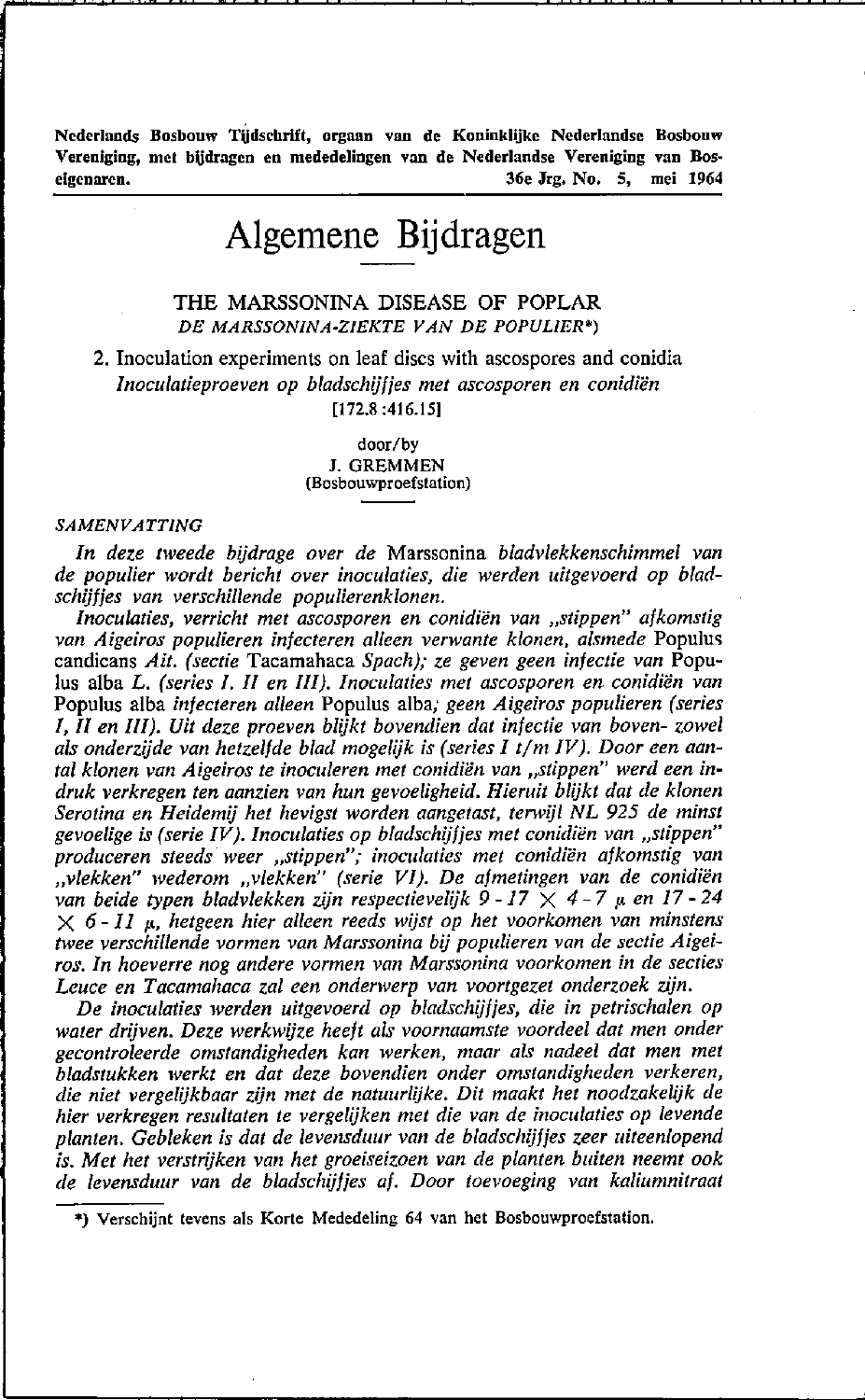Nederlands Bosbouw Tijdschrift, orgaan van de Koninklijke Nederlandse Bosbouw Vereniging, met bijdragen en mededelingen van de Nederlandse Vereniging van Boseigenaren. 36e Jrg. No. 5, mei 1964

# Algemene Bijdragen

## THE MARSSONINA DISEASE OF POPLAR
### *DE MARSSONINA-ZIEKTE VAN DE POPULIER*\*)

### 2. Inoculation experiments on leaf discs with ascospores and conidia
### *Inoculatieproeven op bladschijfjes met ascosporen en conidiën*

[172.8 :416.15]

door/by
J. GREMMEN
(Bosbouwproefstation)

*SAMENVATTING*

*In deze tweede bijdrage over de* Marssonina *bladvlekkenschimmel van de populier wordt bericht over inoculaties, die werden uitgevoerd op bladschijfjes van verschillende populierenklonen.*

*Inoculaties, verricht met ascosporen en conidiën van „stippen" afkomstig van Aigeiros populieren infecteren alleen verwante klonen, alsmede* Populus candicans *Ait. (sectie* Tacamahaca *Spach); ze geven geen infectie van* Populus alba *L. (series I, II en III). Inoculaties met ascosporen en conidiën van* Populus alba *infecteren alleen* Populus alba*; geen Aigeiros populieren (series I, II en III). Uit deze proeven blijkt bovendien dat infectie van boven- zowel als onderzijde van hetzelfde blad mogelijk is (series I t/m IV). Door een aantal klonen van Aigeiros te inoculeren met conidiën van „stippen" werd een indruk verkregen ten aanzien van hun gevoeligheid. Hieruit blijkt dat de klonen Serotina en Heidemij het hevigst worden aangetast, terwijl NL 925 de minst gevoelige is (serie IV). Inoculaties op bladschijfjes met conidiën van „stippen" produceren steeds weer „stippen"; inoculaties met conidiën afkomstig van „vlekken" wederom „vlekken" (serie VI). De afmetingen van de conidiën van beide typen bladvlekken zijn respectievelijk 9 - 17 × 4 - 7 μ en 17 - 24 × 6 - 11 μ, hetgeen hier alleen reeds wijst op het voorkomen van minstens twee verschillende vormen van Marssonina bij populieren van de sectie Aigeiros. In hoeverre nog andere vormen van Marssonina voorkomen in de secties Leuce en Tacamahaca zal een onderwerp van voortgezet onderzoek zijn.*

*De inoculaties werden uitgevoerd op bladschijfjes, die in petrischalen op water drijven. Deze werkwijze heeft als voornaamste voordeel dat men onder gecontroleerde omstandigheden kan werken, maar als nadeel dat men met bladstukken werkt en dat deze bovendien onder omstandigheden verkeren, die niet vergelijkbaar zijn met de natuurlijke. Dit maakt het noodzakelijk de hier verkregen resultaten te vergelijken met die van de inoculaties op levende planten. Gebleken is dat de levensduur van de bladschijfjes zeer uiteenlopend is. Met het verstrijken van het groeiseizoen van de planten buiten neemt ook de levensduur van de bladschijfjes af. Door toevoeging van kaliumnitraat*

\*) Verschijnt tevens als Korte Mededeling 64 van het Bosbouwproefstation.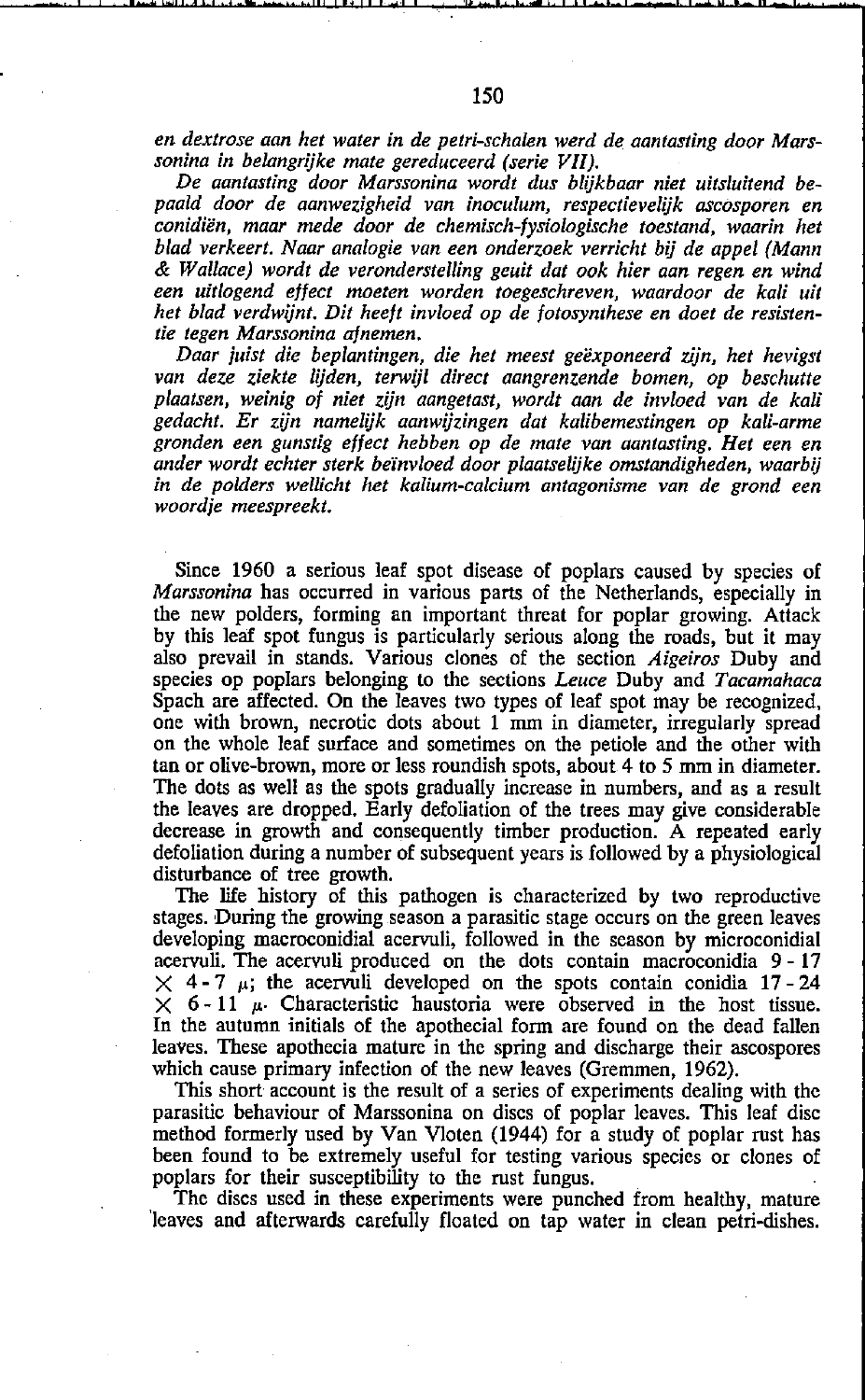*en dextrose aan het water in de petri-schalen werd de aantasting door Marssonina in belangrijke mate gereduceerd (serie VII).*

*De aantasting door Marssonina wordt dus blijkbaar niet uitsluitend bepaald door de aanwezigheid van inoculum, respectievelijk ascosporen en conidiën, maar mede door de chemisch-fysiologische toestand, waarin het blad verkeert. Naar analogie van een onderzoek verricht bij de appel (Mann & Wallace) wordt de veronderstelling geuit dat ook hier aan regen en wind een uitlogend effect moeten worden toegeschreven, waardoor de kali uit het blad verdwijnt. Dit heeft invloed op de fotosynthese en doet de resistentie tegen Marssonina afnemen.*

*Daar juist die beplantingen, die het meest geëxponeerd zijn, het hevigst van deze ziekte lijden, terwijl direct aangrenzende bomen, op beschutte plaatsen, weinig of niet zijn aangetast, wordt aan de invloed van de kali gedacht. Er zijn namelijk aanwijzingen dat kalibemestingen op kali-arme gronden een gunstig effect hebben op de mate van aantasting. Het een en ander wordt echter sterk beïnvloed door plaatselijke omstandigheden, waarbij in de polders wellicht het kalium-calcium antagonisme van de grond een woordje meespreekt.*

Since 1960 a serious leaf spot disease of poplars caused by species of *Marssonina* has occurred in various parts of the Netherlands, especially in the new polders, forming an important threat for poplar growing. Attack by this leaf spot fungus is particularly serious along the roads, but it may also prevail in stands. Various clones of the section *Aigeiros* Duby and species op poplars belonging to the sections *Leuce* Duby and *Tacamahaca* Spach are affected. On the leaves two types of leaf spot may be recognized, one with brown, necrotic dots about 1 mm in diameter, irregularly spread on the whole leaf surface and sometimes on the petiole and the other with tan or olive-brown, more or less roundish spots, about 4 to 5 mm in diameter. The dots as well as the spots gradually increase in numbers, and as a result the leaves are dropped. Early defoliation of the trees may give considerable decrease in growth and consequently timber production. A repeated early defoliation during a number of subsequent years is followed by a physiological disturbance of tree growth.

The life history of this pathogen is characterized by two reproductive stages. During the growing season a parasitic stage occurs on the green leaves developing macroconidial acervuli, followed in the season by microconidial acervuli. The acervuli produced on the dots contain macroconidia 9 - 17 $\times$ 4 - 7 $\mu$; the acervuli developed on the spots contain conidia 17 - 24 $\times$ 6 - 11 $\mu$. Characteristic haustoria were observed in the host tissue. In the autumn initials of the apothecial form are found on the dead fallen leaves. These apothecia mature in the spring and discharge their ascospores which cause primary infection of the new leaves (Gremmen, 1962).

This short account is the result of a series of experiments dealing with the parasitic behaviour of Marssonina on discs of poplar leaves. This leaf disc method formerly used by Van Vloten (1944) for a study of poplar rust has been found to be extremely useful for testing various species or clones of poplars for their susceptibility to the rust fungus.

The discs used in these experiments were punched from healthy, mature leaves and afterwards carefully floated on tap water in clean petri-dishes.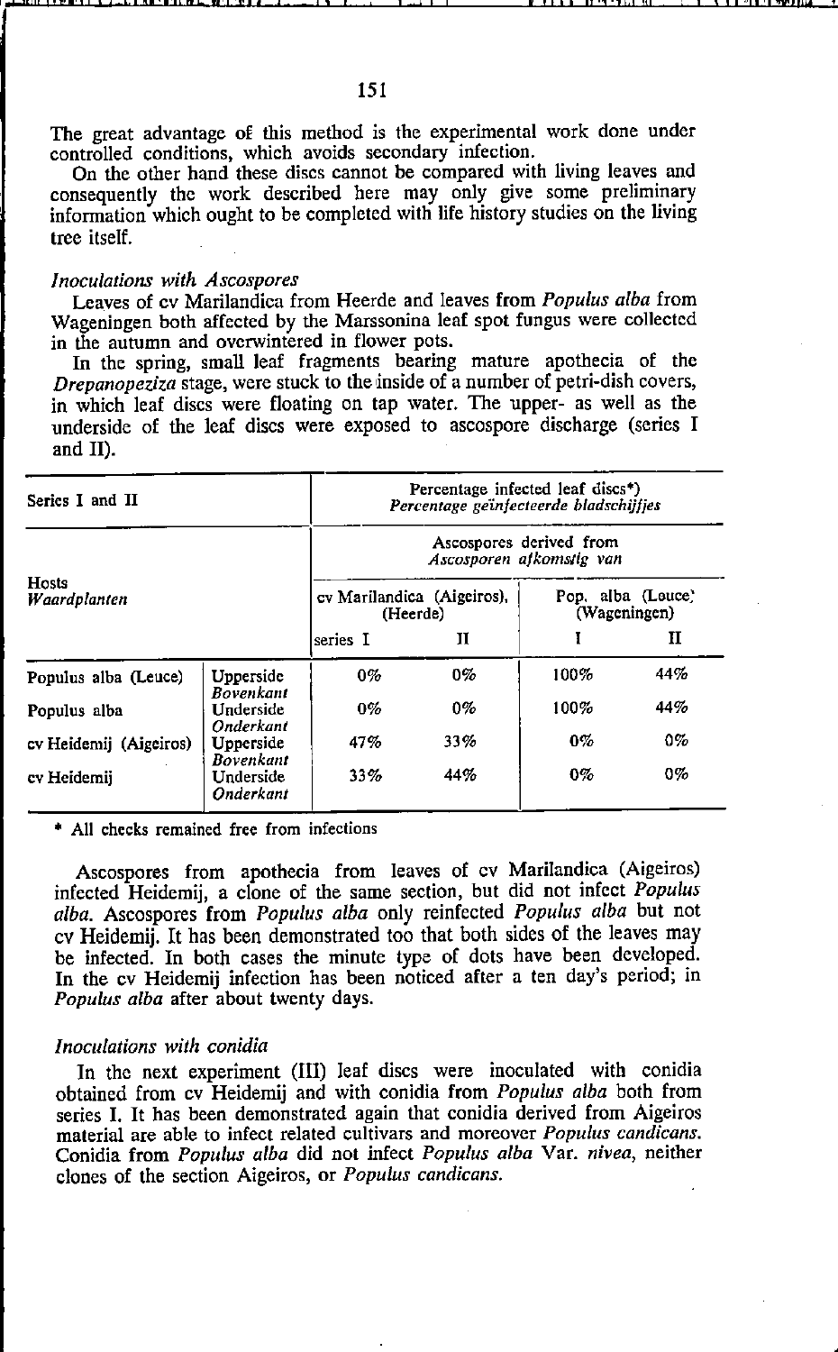The great advantage of this method is the experimental work done under controlled conditions, which avoids secondary infection.

On the other hand these discs cannot be compared with living leaves and consequently the work described here may only give some preliminary information which ought to be completed with life history studies on the living tree itself.

### *Inoculations with Ascospores*

Leaves of cv Marilandica from Heerde and leaves from *Populus alba* from Wageningen both affected by the Marssonina leaf spot fungus were collected in the autumn and overwintered in flower pots.

In the spring, small leaf fragments bearing mature apothecia of the *Drepanopeziza* stage, were stuck to the inside of a number of petri-dish covers, in which leaf discs were floating on tap water. The upper- as well as the underside of the leaf discs were exposed to ascospore discharge (series I and II).

| Series I and II | | Percentage infected leaf discs*) *Percentage geïnfecteerde bladschijfjes* | | | |
|---|---|---|---|---|---|
| | | Ascospores derived from *Ascosporen afkomstig van* | | | |
| Hosts *Waardplanten* | | cv Marilandica (Aigeiros), (Heerde) | | Pop. alba (Leuce) (Wageningen) | |
| | | series I | II | I | II |
| Populus alba (Leuce) | Upperside *Bovenkant* | 0% | 0% | 100% | 44% |
| Populus alba | Underside *Onderkant* | 0% | 0% | 100% | 44% |
| cv Heidemij (Aigeiros) | Upperside *Bovenkant* | 47% | 33% | 0% | 0% |
| cv Heidemij | Underside *Onderkant* | 33% | 44% | 0% | 0% |

\* All checks remained free from infections

Ascospores from apothecia from leaves of cv Marilandica (Aigeiros) infected Heidemij, a clone of the same section, but did not infect *Populus alba*. Ascospores from *Populus alba* only reinfected *Populus alba* but not cv Heidemij. It has been demonstrated too that both sides of the leaves may be infected. In both cases the minute type of dots have been developed. In the cv Heidemij infection has been noticed after a ten day's period; in *Populus alba* after about twenty days.

### *Inoculations with conidia*

In the next experiment (III) leaf discs were inoculated with conidia obtained from cv Heidemij and with conidia from *Populus alba* both from series I. It has been demonstrated again that conidia derived from Aigeiros material are able to infect related cultivars and moreover *Populus candicans*. Conidia from *Populus alba* did not infect *Populus alba* Var. *nivea*, neither clones of the section Aigeiros, or *Populus candicans*.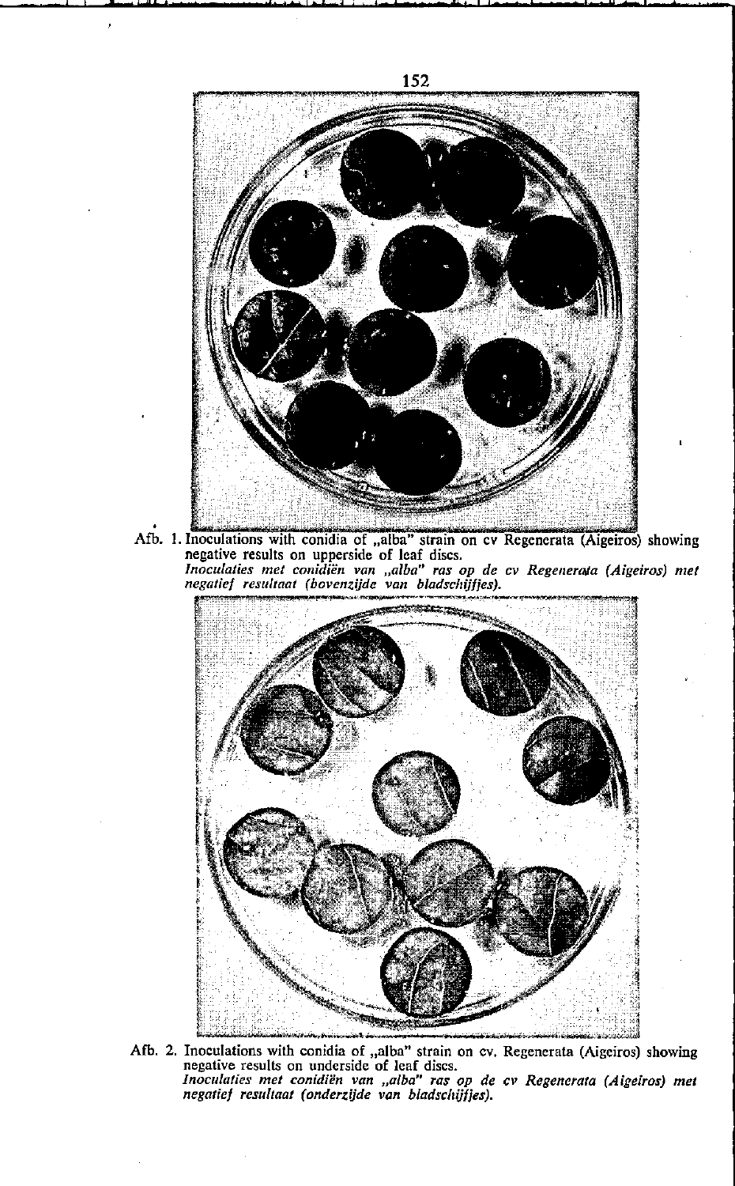Afb. 1. Inoculations with conidia of „alba" strain on cv Regenerata (Aigeiros) showing negative results on upperside of leaf discs.
*Inoculaties met conidiën van „alba" ras op de cv Regenerata (Aigeiros) met negatief resultaat (bovenzijde van bladschijfjes).*

Afb. 2. Inoculations with conidia of „alba" strain on cv. Regenerata (Aigeiros) showing negative results on underside of leaf discs.
*Inoculaties met conidiën van „alba" ras op de cv Regenerata (Aigeiros) met negatief resultaat (onderzijde van bladschijfjes).*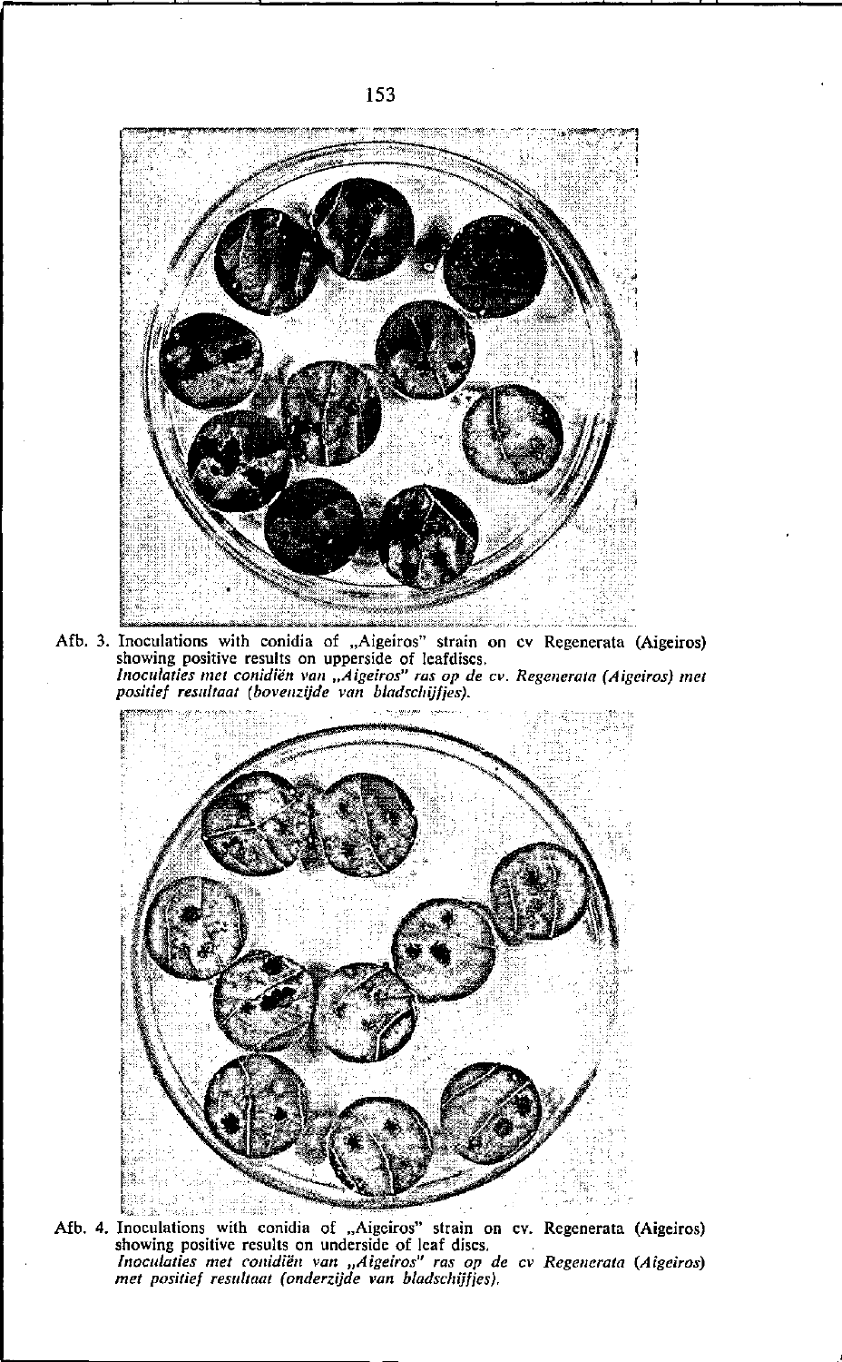Afb. 3. Inoculations with conidia of „Aigeiros" strain on cv Regenerata (Aigeiros) showing positive results on upperside of leafdiscs.
*Inoculaties met conidiën van „Aigeiros" ras op de cv. Regenerata (Aigeiros) met positief resultaat (bovenzijde van bladschijfjes).*

Afb. 4. Inoculations with conidia of „Aigeiros" strain on cv. Regenerata (Aigeiros) showing positive results on underside of leaf discs.
*Inoculaties met conidiën van „Aigeiros" ras op de cv Regenerata (Aigeiros) met positief resultaat (onderzijde van bladschijfjes).*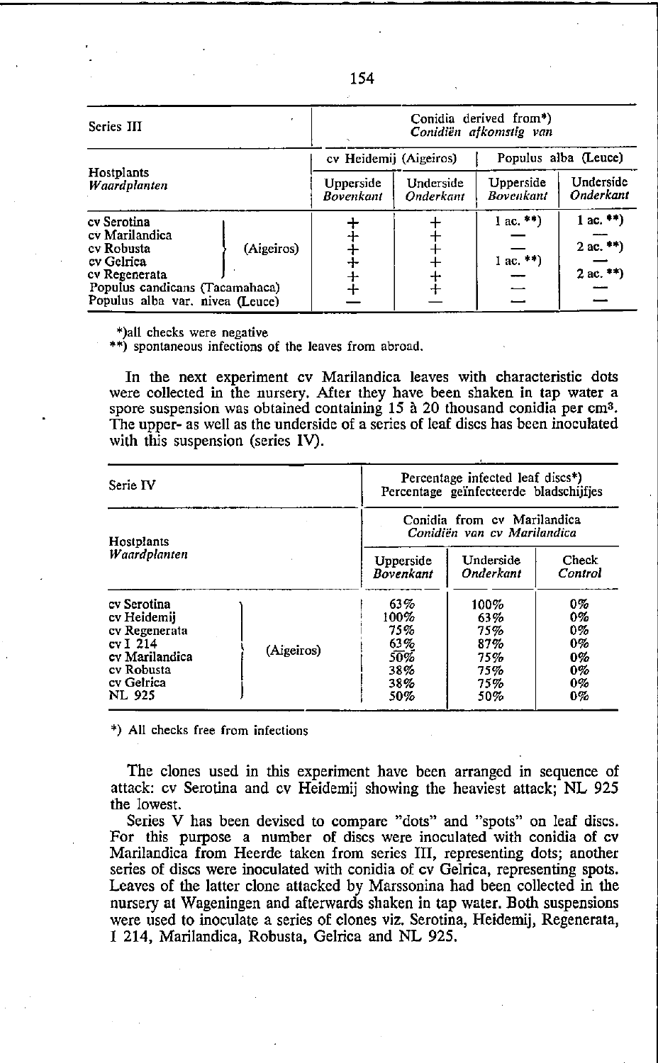| Series III | Conidia derived from*) *Conidiën afkomstig van* | | | |
|---|---|---|---|---|
| | cv Heidemij (Aigeiros) | | Populus alba (Leuce) | |
| Hostplants *Waardplanten* | Upperside *Bovenkant* | Underside *Onderkant* | Upperside *Bovenkant* | Underside *Onderkant* |
| cv Serotina (Aigeiros) | + | + | 1 ac. **) | 1 ac. **) |
| cv Marilandica (Aigeiros) | + | + | — | — |
| cv Robusta (Aigeiros) | + | + | — | 2 ac. **) |
| cv Gelrica (Aigeiros) | + | + | 1 ac. **) | — |
| cv Regenerata (Aigeiros) | + | + | — | 2 ac. **) |
| Populus candicans (Tacamahaca) | + | + | — | — |
| Populus alba var. nivea (Leuce) | — | — | — | — |

*)all checks were negative
**) spontaneous infections of the leaves from abroad.

In the next experiment cv Marilandica leaves with characteristic dots were collected in the nursery. After they have been shaken in tap water a spore suspension was obtained containing 15 à 20 thousand conidia per $cm^3$. The upper- as well as the underside of a series of leaf discs has been inoculated with this suspension (series IV).

| Serie IV | Percentage infected leaf discs*) Percentage geïnfecteerde bladschijfjes | | |
|---|---|---|---|
| | Conidia from cv Marilandica *Conidiën van cv Marilandica* | | |
| Hostplants *Waardplanten* | Upperside *Bovenkant* | Underside *Onderkant* | Check *Control* |
| cv Serotina (Aigeiros) | 63% | 100% | 0% |
| cv Heidemij (Aigeiros) | 100% | 63% | 0% |
| cv Regenerata (Aigeiros) | 75% | 75% | 0% |
| cv I 214 (Aigeiros) | 63% | 87% | 0% |
| cv Marilandica (Aigeiros) | 50% | 75% | 0% |
| cv Robusta (Aigeiros) | 38% | 75% | 0% |
| cv Gelrica (Aigeiros) | 38% | 75% | 0% |
| NL 925 (Aigeiros) | 50% | 50% | 0% |

*) All checks free from infections

The clones used in this experiment have been arranged in sequence of attack: cv Serotina and cv Heidemij showing the heaviest attack; NL 925 the lowest.

Series V has been devised to compare "dots" and "spots" on leaf discs. For this purpose a number of discs were inoculated with conidia of cv Marilandica from Heerde taken from series III, representing dots; another series of discs were inoculated with conidia of cv Gelrica, representing spots. Leaves of the latter clone attacked by Marssonina had been collected in the nursery at Wageningen and afterwards shaken in tap water. Both suspensions were used to inoculate a series of clones viz. Serotina, Heidemij, Regenerata, I 214, Marilandica, Robusta, Gelrica and NL 925.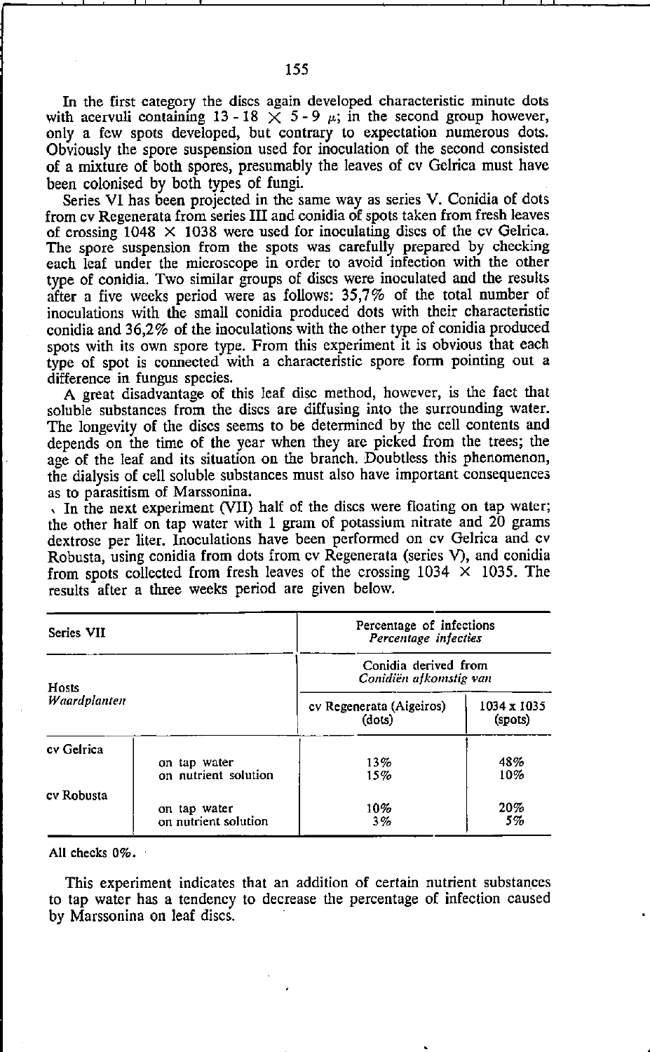In the first category the discs again developed characteristic minute dots with acervuli containing 13 - 18 $\times$ 5 - 9 $\mu$; in the second group however, only a few spots developed, but contrary to expectation numerous dots. Obviously the spore suspension used for inoculation of the second consisted of a mixture of both spores, presumably the leaves of cv Gelrica must have been colonised by both types of fungi.

Series VI has been projected in the same way as series V. Conidia of dots from cv Regenerata from series III and conidia of spots taken from fresh leaves of crossing 1048 $\times$ 1038 were used for inoculating discs of the cv Gelrica. The spore suspension from the spots was carefully prepared by checking each leaf under the microscope in order to avoid infection with the other type of conidia. Two similar groups of discs were inoculated and the results after a five weeks period were as follows: 35,7% of the total number of inoculations with the small conidia produced dots with their characteristic conidia and 36,2% of the inoculations with the other type of conidia produced spots with its own spore type. From this experiment it is obvious that each type of spot is connected with a characteristic spore form pointing out a difference in fungus species.

A great disadvantage of this leaf disc method, however, is the fact that soluble substances from the discs are diffusing into the surrounding water. The longevity of the discs seems to be determined by the cell contents and depends on the time of the year when they are picked from the trees; the age of the leaf and its situation on the branch. Doubtless this phenomenon, the dialysis of cell soluble substances must also have important consequences as to parasitism of Marssonina.

In the next experiment (VII) half of the discs were floating on tap water; the other half on tap water with 1 gram of potassium nitrate and 20 grams dextrose per liter. Inoculations have been performed on cv Gelrica and cv Robusta, using conidia from dots from cv Regenerata (series V), and conidia from spots collected from fresh leaves of the crossing 1034 $\times$ 1035. The results after a three weeks period are given below.

| Series VII | | Percentage of infections *Percentage infecties* | |
|---|---|---|---|
| Hosts *Waardplanten* | | Conidia derived from *Conidiën afkomstig van* | |
| | | cv Regenerata (Aigeiros) (dots) | 1034 x 1035 (spots) |
| cv Gelrica | | | |
| | on tap water | 13% | 48% |
| | on nutrient solution | 15% | 10% |
| cv Robusta | | | |
| | on tap water | 10% | 20% |
| | on nutrient solution | 3% | 5% |

All checks 0%.

This experiment indicates that an addition of certain nutrient substances to tap water has a tendency to decrease the percentage of infection caused by Marssonina on leaf discs.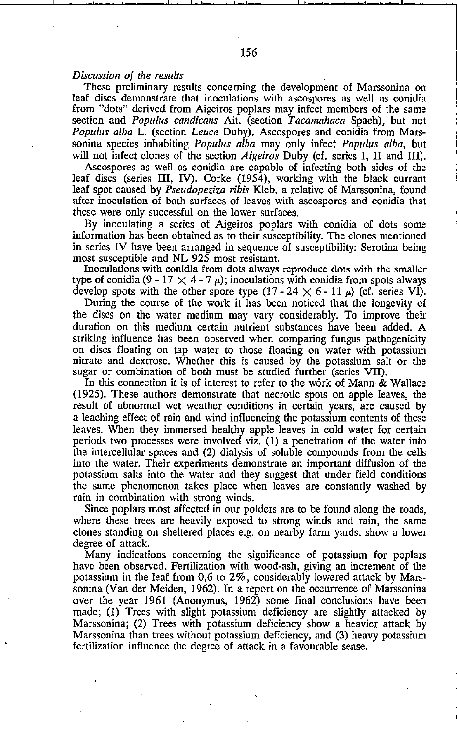*Discussion of the results*

These preliminary results concerning the development of Marssonina on leaf discs demonstrate that inoculations with ascospores as well as conidia from "dots" derived from Aigeiros poplars may infect members of the same section and *Populus candicans* Ait. (section *Tacamahaca* Spach), but not *Populus alba* L. (section *Leuce* Duby). Ascospores and conidia from Marssonina species inhabiting *Populus alba* may only infect *Populus alba*, but will not infect clones of the section *Aigeiros* Duby (cf. series I, II and III).

Ascospores as well as conidia are capable of infecting both sides of the leaf discs (series III, IV). Corke (1954), working with the black currant leaf spot caused by *Pseudopeziza ribis* Kleb. a relative of Marssonina, found after inoculation of both surfaces of leaves with ascospores and conidia that these were only successful on the lower surfaces.

By inoculating a series of Aigeiros poplars with conidia of dots some information has been obtained as to their susceptibility. The clones mentioned in series IV have been arranged in sequence of susceptibility: Serotina being most susceptible and NL 925 most resistant.

Inoculations with conidia from dots always reproduce dots with the smaller type of conidia ($9 - 17 \times 4 - 7\ \mu$); inoculations with conidia from spots always develop spots with the other spore type ($17 - 24 \times 6 - 11\ \mu$) (cf. series VI).

During the course of the work it has been noticed that the longevity of the discs on the water medium may vary considerably. To improve their duration on this medium certain nutrient substances have been added. A striking influence has been observed when comparing fungus pathogenicity on discs floating on tap water to those floating on water with potassium nitrate and dextrose. Whether this is caused by the potassium salt or the sugar or combination of both must be studied further (series VII).

In this connection it is of interest to refer to the work of Mann & Wallace (1925). These authors demonstrate that necrotic spots on apple leaves, the result of abnormal wet weather conditions in certain years, are caused by a leaching effect of rain and wind influencing the potassium contents of these leaves. When they immersed healthy apple leaves in cold water for certain periods two processes were involved viz. (1) a penetration of the water into the intercellular spaces and (2) dialysis of soluble compounds from the cells into the water. Their experiments demonstrate an important diffusion of the potassium salts into the water and they suggest that under field conditions the same phenomenon takes place when leaves are constantly washed by rain in combination with strong winds.

Since poplars most affected in our polders are to be found along the roads, where these trees are heavily exposed to strong winds and rain, the same clones standing on sheltered places e.g. on nearby farm yards, show a lower degree of attack.

Many indications concerning the significance of potassium for poplars have been observed. Fertilization with wood-ash, giving an increment of the potassium in the leaf from 0,6 to 2%, considerably lowered attack by Marssonina (Van der Meiden, 1962). In a report on the occurrence of Marssonina over the year 1961 (Anonymus, 1962) some final conclusions have been made; (1) Trees with slight potassium deficiency are slightly attacked by Marssonina; (2) Trees with potassium deficiency show a heavier attack by Marssonina than trees without potassium deficiency, and (3) heavy potassium fertilization influence the degree of attack in a favourable sense.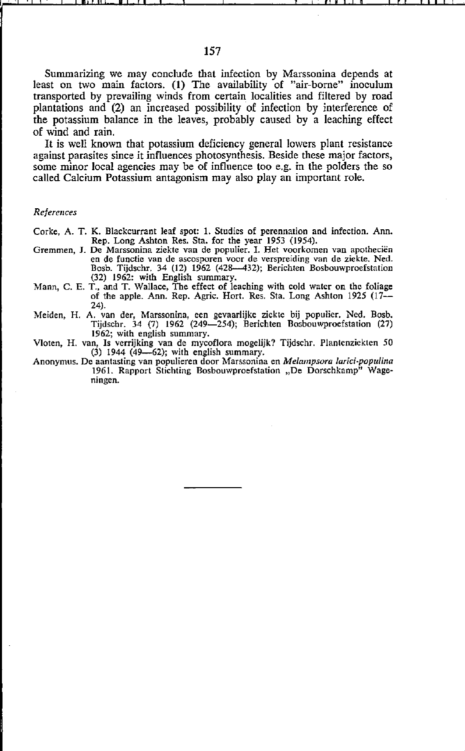Summarizing we may conclude that infection by Marssonina depends at least on two main factors. (1) The availability of "air-borne" inoculum transported by prevailing winds from certain localities and filtered by road plantations and (2) an increased possibility of infection by interference of the potassium balance in the leaves, probably caused by a leaching effect of wind and rain.

It is well known that potassium deficiency general lowers plant resistance against parasites since it influences photosynthesis. Beside these major factors, some minor local agencies may be of influence too e.g. in the polders the so called Calcium Potassium antagonism may also play an important role.

*References*

Corke, A. T. K. Blackcurrant leaf spot: 1. Studies of perennation and infection. Ann. Rep. Long Ashton Res. Sta. for the year 1953 (1954).

Gremmen, J. De Marssonina ziekte van de populier. I. Het voorkomen van apotheciën en de functie van de ascosporen voor de verspreiding van de ziekte. Ned. Bosb. Tijdschr. 34 (12) 1962 (428—432); Berichten Bosbouwproefstation (32) 1962: with English summary.

Mann, C. E. T., and T. Wallace, The effect of leaching with cold water on the foliage of the apple. Ann. Rep. Agric. Hort. Res. Sta. Long Ashton 1925 (17—24).

Meiden, H. A. van der, Marssonina, een gevaarlijke ziekte bij populier. Ned. Bosb. Tijdschr. 34 (7) 1962 (249—254); Berichten Bosbouwproefstation (27) 1962; with english summary.

Vloten, H. van, Is verrijking van de mycoflora mogelijk? Tijdschr. Plantenziekten 50 (3) 1944 (49—62); with english summary.

Anonymus. De aantasting van populieren door Marssonina en *Melampsora larici-populina* 1961. Rapport Stichting Bosbouwproefstation „De Dorschkamp" Wageningen.